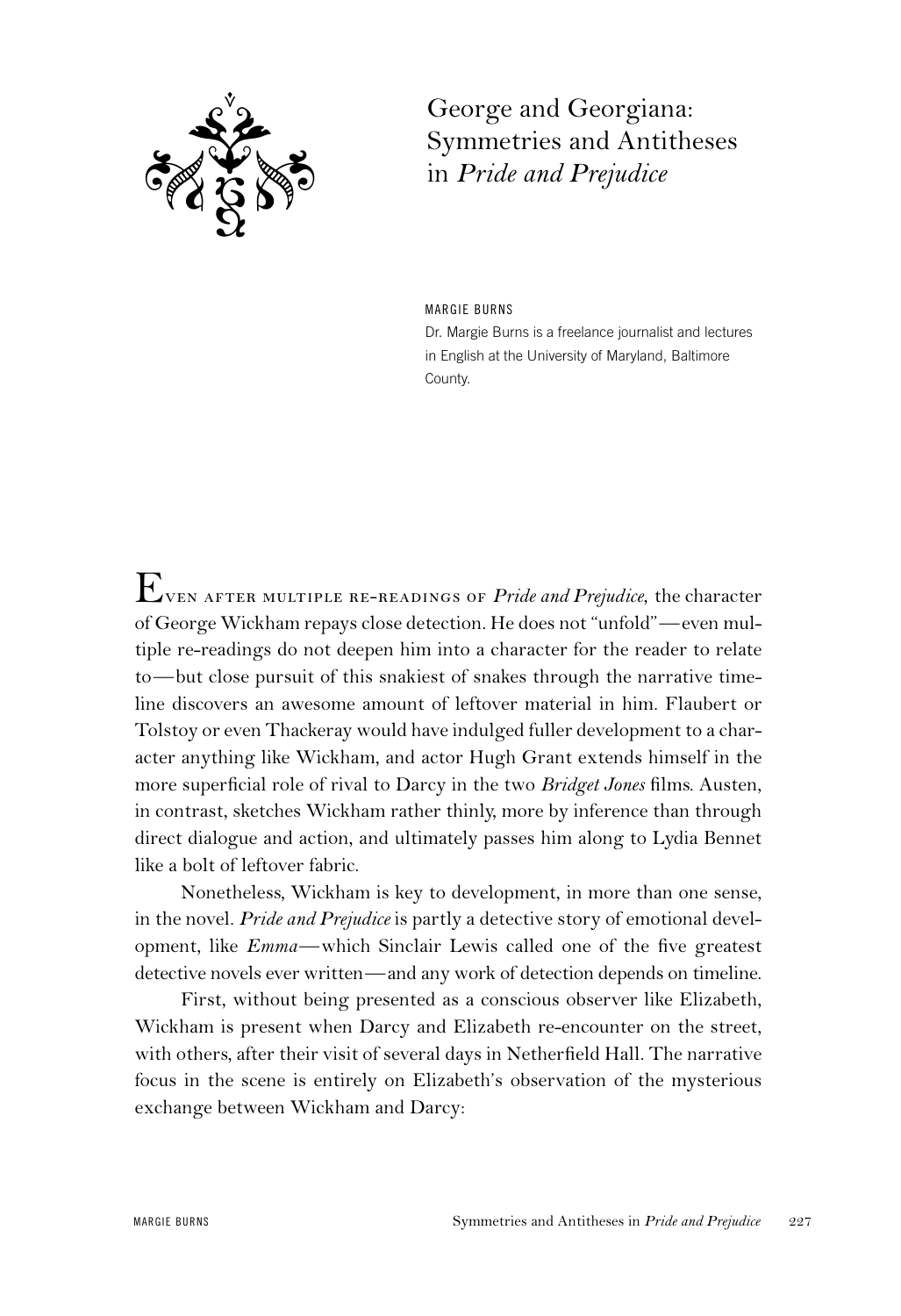# George and Georgiana: Symmetries and Antitheses in *Pride and Prejudice*

MARGIE BURNS

Dr. Margie Burns is a freelance journalist and lectures in English at the University of Maryland, Baltimore County.

Even after multiple re-readings of *Pride and Prejudice*, the character of George Wickham repays close detection. He does not "unfold"—even multiple re-readings do not deepen him into a character for the reader to relate to—but close pursuit of this snakiest of snakes through the narrative timeline discovers an awesome amount of leftover material in him. Flaubert or Tolstoy or even Thackeray would have indulged fuller development to a character anything like Wickham, and actor Hugh Grant extends himself in the more superficial role of rival to Darcy in the two *Bridget Jones* films. Austen, in contrast, sketches Wickham rather thinly, more by inference than through direct dialogue and action, and ultimately passes him along to Lydia Bennet like a bolt of leftover fabric.

Nonetheless, Wickham is key to development, in more than one sense, in the novel. *Pride and Prejudice* is partly a detective story of emotional development, like *Emma*—which Sinclair Lewis called one of the five greatest detective novels ever written—and any work of detection depends on timeline.

First, without being presented as a conscious observer like Elizabeth, Wickham is present when Darcy and Elizabeth re-encounter on the street, with others, after their visit of several days in Netherfield Hall. The narrative focus in the scene is entirely on Elizabeth's observation of the mysterious exchange between Wickham and Darcy: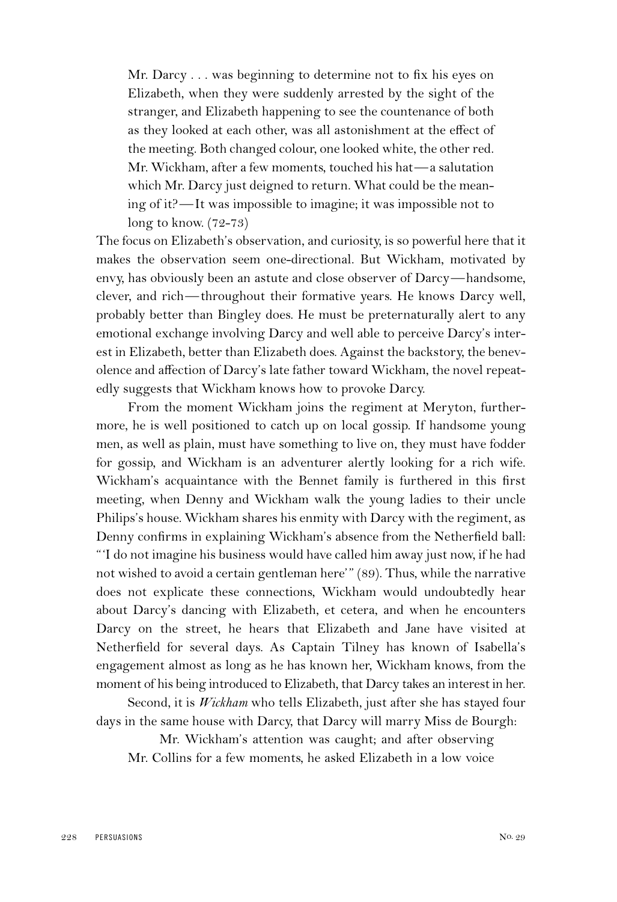> Mr. Darcy . . . was beginning to determine not to fix his eyes on Elizabeth, when they were suddenly arrested by the sight of the stranger, and Elizabeth happening to see the countenance of both as they looked at each other, was all astonishment at the effect of the meeting. Both changed colour, one looked white, the other red. Mr. Wickham, after a few moments, touched his hat—a salutation which Mr. Darcy just deigned to return. What could be the meaning of it?—It was impossible to imagine; it was impossible not to long to know. (72-73)

The focus on Elizabeth's observation, and curiosity, is so powerful here that it makes the observation seem one-directional. But Wickham, motivated by envy, has obviously been an astute and close observer of Darcy—handsome, clever, and rich—throughout their formative years. He knows Darcy well, probably better than Bingley does. He must be preternaturally alert to any emotional exchange involving Darcy and well able to perceive Darcy's interest in Elizabeth, better than Elizabeth does. Against the backstory, the benevolence and affection of Darcy's late father toward Wickham, the novel repeatedly suggests that Wickham knows how to provoke Darcy.

From the moment Wickham joins the regiment at Meryton, furthermore, he is well positioned to catch up on local gossip. If handsome young men, as well as plain, must have something to live on, they must have fodder for gossip, and Wickham is an adventurer alertly looking for a rich wife. Wickham's acquaintance with the Bennet family is furthered in this first meeting, when Denny and Wickham walk the young ladies to their uncle Philips's house. Wickham shares his enmity with Darcy with the regiment, as Denny confirms in explaining Wickham's absence from the Netherfield ball: "'I do not imagine his business would have called him away just now, if he had not wished to avoid a certain gentleman here'" (89). Thus, while the narrative does not explicate these connections, Wickham would undoubtedly hear about Darcy's dancing with Elizabeth, et cetera, and when he encounters Darcy on the street, he hears that Elizabeth and Jane have visited at Netherfield for several days. As Captain Tilney has known of Isabella's engagement almost as long as he has known her, Wickham knows, from the moment of his being introduced to Elizabeth, that Darcy takes an interest in her.

Second, it is *Wickham* who tells Elizabeth, just after she has stayed four days in the same house with Darcy, that Darcy will marry Miss de Bourgh:

> Mr. Wickham's attention was caught; and after observing Mr. Collins for a few moments, he asked Elizabeth in a low voice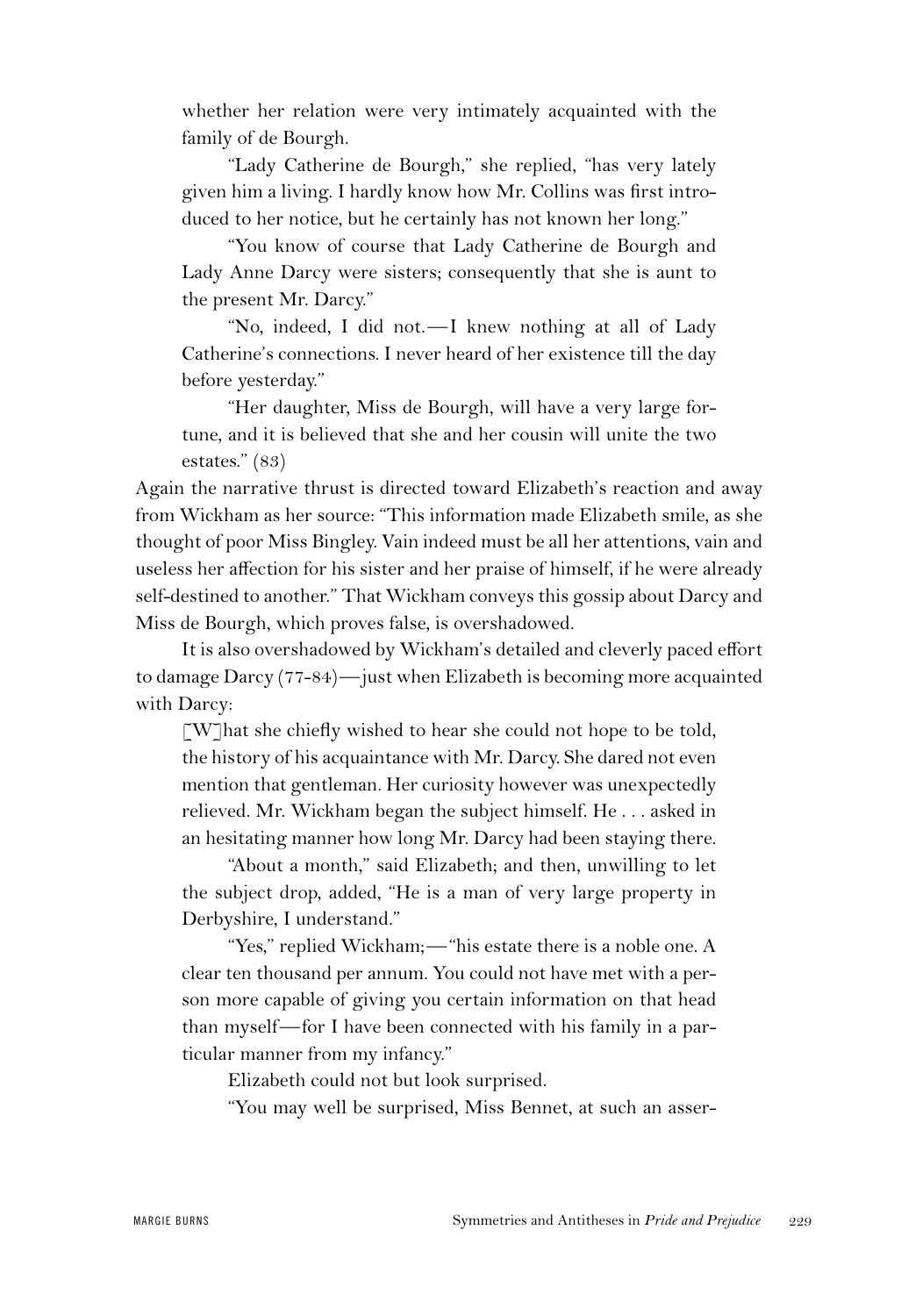whether her relation were very intimately acquainted with the family of de Bourgh.

"Lady Catherine de Bourgh," she replied, "has very lately given him a living. I hardly know how Mr. Collins was first introduced to her notice, but he certainly has not known her long."

"You know of course that Lady Catherine de Bourgh and Lady Anne Darcy were sisters; consequently that she is aunt to the present Mr. Darcy."

"No, indeed, I did not.—I knew nothing at all of Lady Catherine's connections. I never heard of her existence till the day before yesterday."

"Her daughter, Miss de Bourgh, will have a very large fortune, and it is believed that she and her cousin will unite the two estates." (83)

Again the narrative thrust is directed toward Elizabeth's reaction and away from Wickham as her source: "This information made Elizabeth smile, as she thought of poor Miss Bingley. Vain indeed must be all her attentions, vain and useless her affection for his sister and her praise of himself, if he were already self-destined to another." That Wickham conveys this gossip about Darcy and Miss de Bourgh, which proves false, is overshadowed.

It is also overshadowed by Wickham's detailed and cleverly paced effort to damage Darcy (77-84)—just when Elizabeth is becoming more acquainted with Darcy:

> [W]hat she chiefly wished to hear she could not hope to be told, the history of his acquaintance with Mr. Darcy. She dared not even mention that gentleman. Her curiosity however was unexpectedly relieved. Mr. Wickham began the subject himself. He . . . asked in an hesitating manner how long Mr. Darcy had been staying there.
>
> "About a month," said Elizabeth; and then, unwilling to let the subject drop, added, "He is a man of very large property in Derbyshire, I understand."
>
> "Yes," replied Wickham;—"his estate there is a noble one. A clear ten thousand per annum. You could not have met with a person more capable of giving you certain information on that head than myself—for I have been connected with his family in a particular manner from my infancy."
>
> Elizabeth could not but look surprised.
>
> "You may well be surprised, Miss Bennet, at such an asser-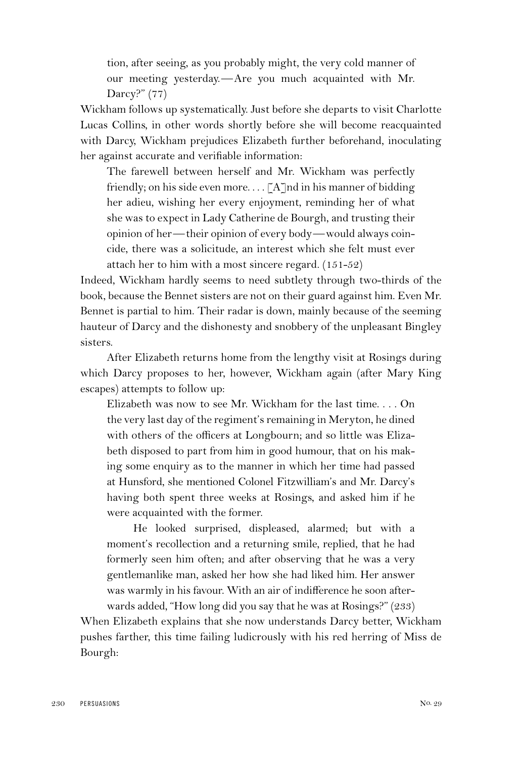> tion, after seeing, as you probably might, the very cold manner of our meeting yesterday.—Are you much acquainted with Mr. Darcy?" (77)

Wickham follows up systematically. Just before she departs to visit Charlotte Lucas Collins, in other words shortly before she will become reacquainted with Darcy, Wickham prejudices Elizabeth further beforehand, inoculating her against accurate and verifiable information:

> The farewell between herself and Mr. Wickham was perfectly friendly; on his side even more. . . . [A]nd in his manner of bidding her adieu, wishing her every enjoyment, reminding her of what she was to expect in Lady Catherine de Bourgh, and trusting their opinion of her—their opinion of every body—would always coincide, there was a solicitude, an interest which she felt must ever attach her to him with a most sincere regard. (151-52)

Indeed, Wickham hardly seems to need subtlety through two-thirds of the book, because the Bennet sisters are not on their guard against him. Even Mr. Bennet is partial to him. Their radar is down, mainly because of the seeming hauteur of Darcy and the dishonesty and snobbery of the unpleasant Bingley sisters.

After Elizabeth returns home from the lengthy visit at Rosings during which Darcy proposes to her, however, Wickham again (after Mary King escapes) attempts to follow up:

> Elizabeth was now to see Mr. Wickham for the last time. . . . On the very last day of the regiment's remaining in Meryton, he dined with others of the officers at Longbourn; and so little was Elizabeth disposed to part from him in good humour, that on his making some enquiry as to the manner in which her time had passed at Hunsford, she mentioned Colonel Fitzwilliam's and Mr. Darcy's having both spent three weeks at Rosings, and asked him if he were acquainted with the former.
>
> He looked surprised, displeased, alarmed; but with a moment's recollection and a returning smile, replied, that he had formerly seen him often; and after observing that he was a very gentlemanlike man, asked her how she had liked him. Her answer was warmly in his favour. With an air of indifference he soon afterwards added, "How long did you say that he was at Rosings?" (233)

When Elizabeth explains that she now understands Darcy better, Wickham pushes farther, this time failing ludicrously with his red herring of Miss de Bourgh: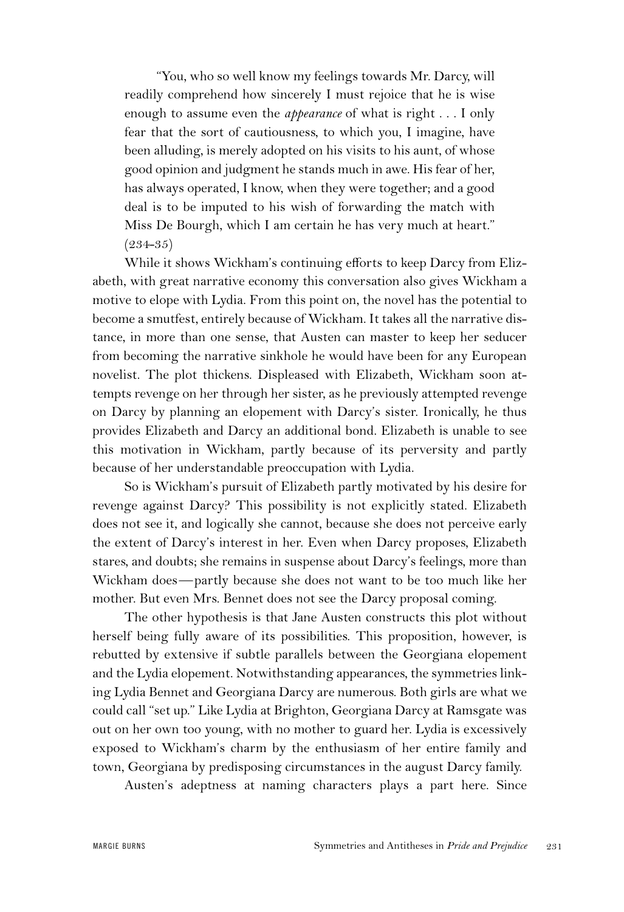"You, who so well know my feelings towards Mr. Darcy, will readily comprehend how sincerely I must rejoice that he is wise enough to assume even the *appearance* of what is right . . . I only fear that the sort of cautiousness, to which you, I imagine, have been alluding, is merely adopted on his visits to his aunt, of whose good opinion and judgment he stands much in awe. His fear of her, has always operated, I know, when they were together; and a good deal is to be imputed to his wish of forwarding the match with Miss De Bourgh, which I am certain he has very much at heart." (234–35)

While it shows Wickham's continuing efforts to keep Darcy from Elizabeth, with great narrative economy this conversation also gives Wickham a motive to elope with Lydia. From this point on, the novel has the potential to become a smutfest, entirely because of Wickham. It takes all the narrative distance, in more than one sense, that Austen can master to keep her seducer from becoming the narrative sinkhole he would have been for any European novelist. The plot thickens. Displeased with Elizabeth, Wickham soon attempts revenge on her through her sister, as he previously attempted revenge on Darcy by planning an elopement with Darcy's sister. Ironically, he thus provides Elizabeth and Darcy an additional bond. Elizabeth is unable to see this motivation in Wickham, partly because of its perversity and partly because of her understandable preoccupation with Lydia.

So is Wickham's pursuit of Elizabeth partly motivated by his desire for revenge against Darcy? This possibility is not explicitly stated. Elizabeth does not see it, and logically she cannot, because she does not perceive early the extent of Darcy's interest in her. Even when Darcy proposes, Elizabeth stares, and doubts; she remains in suspense about Darcy's feelings, more than Wickham does—partly because she does not want to be too much like her mother. But even Mrs. Bennet does not see the Darcy proposal coming.

The other hypothesis is that Jane Austen constructs this plot without herself being fully aware of its possibilities. This proposition, however, is rebutted by extensive if subtle parallels between the Georgiana elopement and the Lydia elopement. Notwithstanding appearances, the symmetries linking Lydia Bennet and Georgiana Darcy are numerous. Both girls are what we could call "set up." Like Lydia at Brighton, Georgiana Darcy at Ramsgate was out on her own too young, with no mother to guard her. Lydia is excessively exposed to Wickham's charm by the enthusiasm of her entire family and town, Georgiana by predisposing circumstances in the august Darcy family.

Austen's adeptness at naming characters plays a part here. Since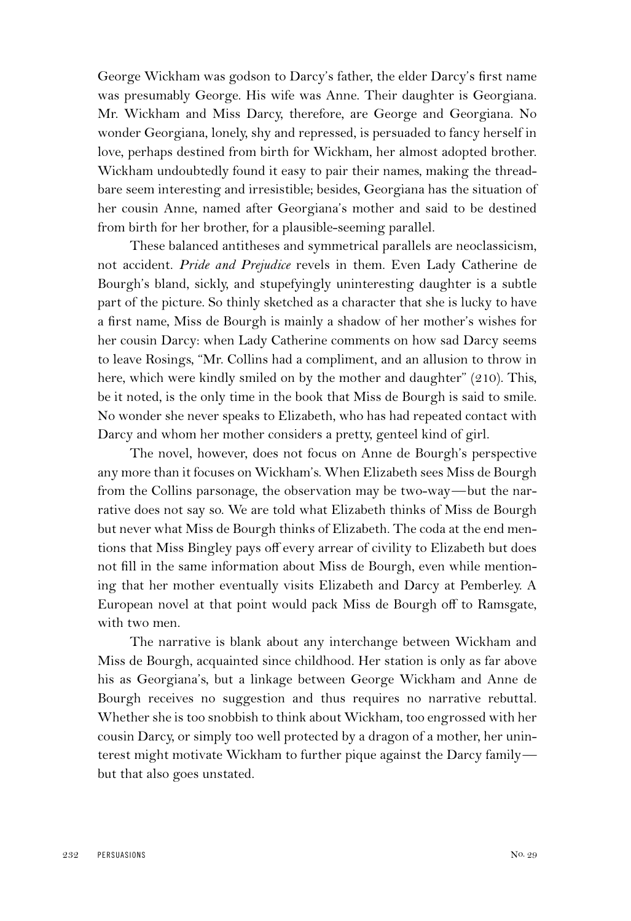George Wickham was godson to Darcy's father, the elder Darcy's first name was presumably George. His wife was Anne. Their daughter is Georgiana. Mr. Wickham and Miss Darcy, therefore, are George and Georgiana. No wonder Georgiana, lonely, shy and repressed, is persuaded to fancy herself in love, perhaps destined from birth for Wickham, her almost adopted brother. Wickham undoubtedly found it easy to pair their names, making the threadbare seem interesting and irresistible; besides, Georgiana has the situation of her cousin Anne, named after Georgiana's mother and said to be destined from birth for her brother, for a plausible-seeming parallel.

These balanced antitheses and symmetrical parallels are neoclassicism, not accident. *Pride and Prejudice* revels in them. Even Lady Catherine de Bourgh's bland, sickly, and stupefyingly uninteresting daughter is a subtle part of the picture. So thinly sketched as a character that she is lucky to have a first name, Miss de Bourgh is mainly a shadow of her mother's wishes for her cousin Darcy: when Lady Catherine comments on how sad Darcy seems to leave Rosings, "Mr. Collins had a compliment, and an allusion to throw in here, which were kindly smiled on by the mother and daughter" (210). This, be it noted, is the only time in the book that Miss de Bourgh is said to smile. No wonder she never speaks to Elizabeth, who has had repeated contact with Darcy and whom her mother considers a pretty, genteel kind of girl.

The novel, however, does not focus on Anne de Bourgh's perspective any more than it focuses on Wickham's. When Elizabeth sees Miss de Bourgh from the Collins parsonage, the observation may be two-way—but the narrative does not say so. We are told what Elizabeth thinks of Miss de Bourgh but never what Miss de Bourgh thinks of Elizabeth. The coda at the end mentions that Miss Bingley pays off every arrear of civility to Elizabeth but does not fill in the same information about Miss de Bourgh, even while mentioning that her mother eventually visits Elizabeth and Darcy at Pemberley. A European novel at that point would pack Miss de Bourgh off to Ramsgate, with two men.

The narrative is blank about any interchange between Wickham and Miss de Bourgh, acquainted since childhood. Her station is only as far above his as Georgiana's, but a linkage between George Wickham and Anne de Bourgh receives no suggestion and thus requires no narrative rebuttal. Whether she is too snobbish to think about Wickham, too engrossed with her cousin Darcy, or simply too well protected by a dragon of a mother, her uninterest might motivate Wickham to further pique against the Darcy family—but that also goes unstated.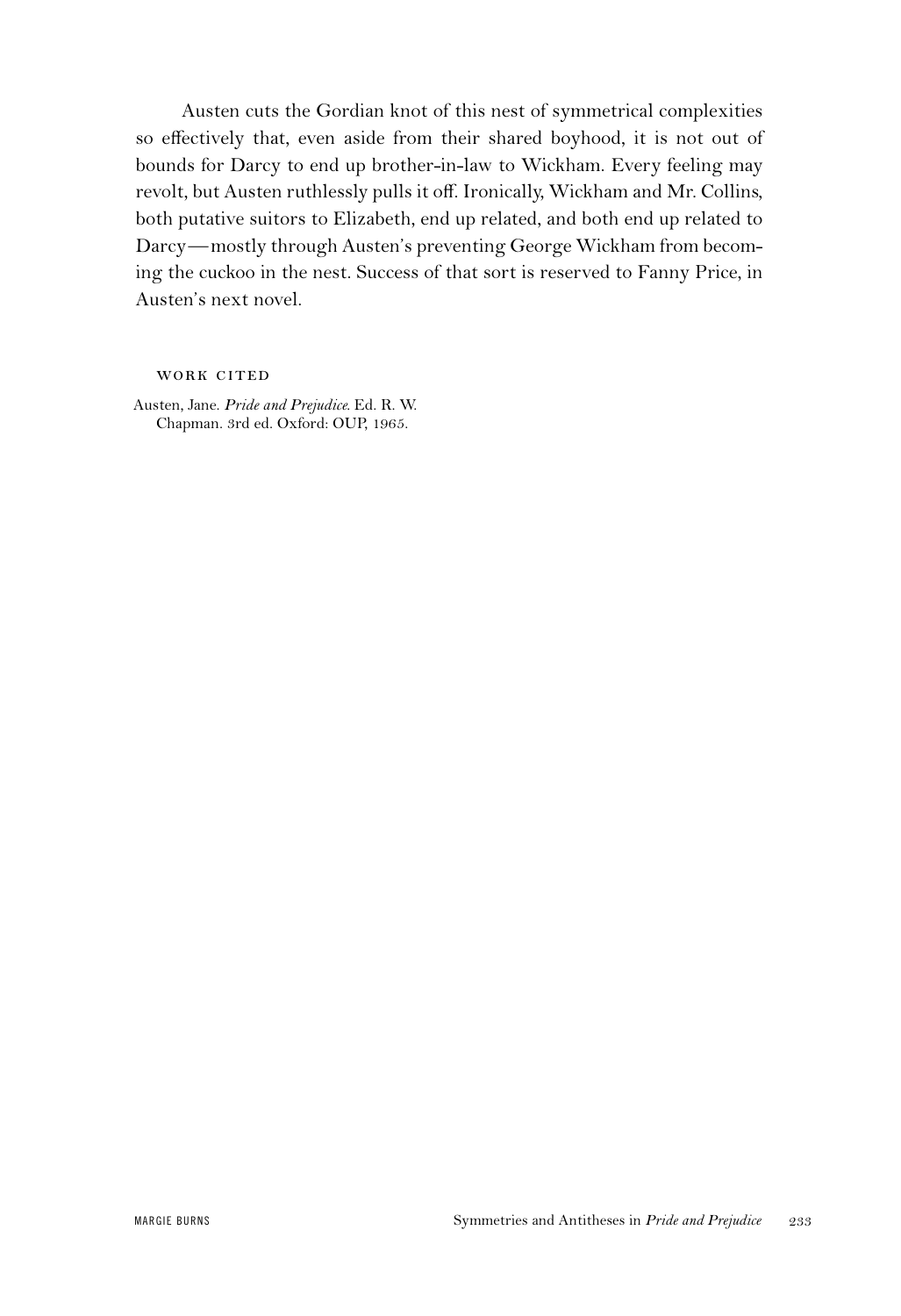Austen cuts the Gordian knot of this nest of symmetrical complexities so effectively that, even aside from their shared boyhood, it is not out of bounds for Darcy to end up brother-in-law to Wickham. Every feeling may revolt, but Austen ruthlessly pulls it off. Ironically, Wickham and Mr. Collins, both putative suitors to Elizabeth, end up related, and both end up related to Darcy—mostly through Austen's preventing George Wickham from becoming the cuckoo in the nest. Success of that sort is reserved to Fanny Price, in Austen's next novel.

## WORK CITED

Austen, Jane. *Pride and Prejudice*. Ed. R. W. Chapman. 3rd ed. Oxford: OUP, 1965.